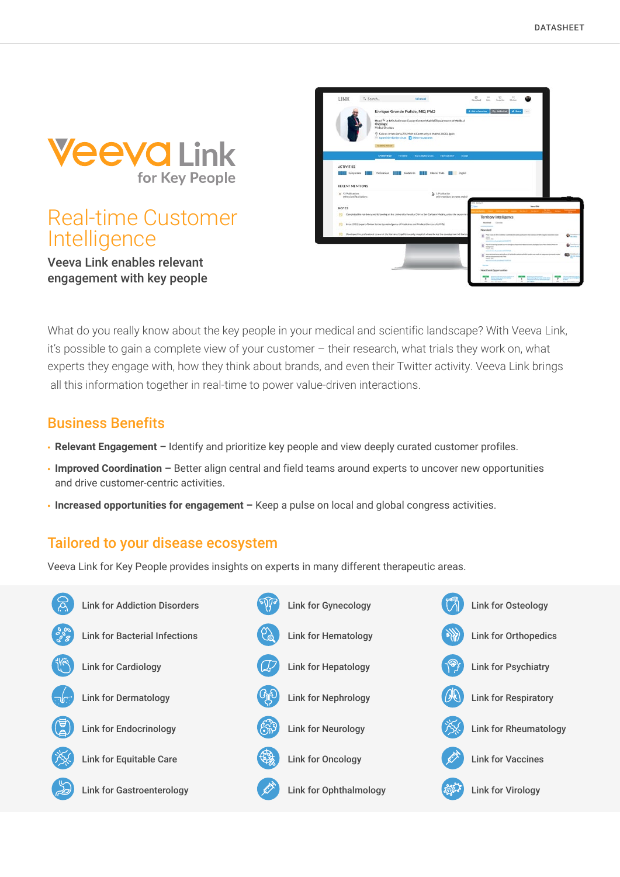# Veeva Link for Key People

## Real-time Customer Intelligence

**Veeva Link enables relevant engagement with key people**

What do you really know about the key people in your medical and scientific landscape? With Veeva Link, it's possible to gain a complete view of your customer – their research, what trials they work on, what experts they engage with, how they think about brands, and even their Twitter activity. Veeva Link brings all this information together in real-time to power value-driven interactions.

## Business Benefits

- **Relevant Engagement –** Identify and prioritize key people and view deeply curated customer profiles.
- **Improved Coordination –** Better align central and field teams around experts to uncover new opportunities and drive customer-centric activities.
- **Increased opportunities for engagement –** Keep a pulse on local and global congress activities.

## Tailored to your disease ecosystem

Veeva Link for Key People provides insights on experts in many different therapeutic areas.

- Link for Addiction Disorders
- Link for Bacterial Infections
- Link for Cardiology
- Link for Dermatology
- Link for Endocrinology
- Link for Equitable Care
- Link for Gastroenterology
- Link for Gynecology
- Link for Hematology
- Link for Hepatology
- Link for Nephrology
- Link for Neurology
- Link for Oncology
- Link for Ophthalmology
- Link for Osteology
- Link for Orthopedics
- Link for Psychiatry
- Link for Respiratory
- Link for Rheumatology
- Link for Vaccines
- Link for Virology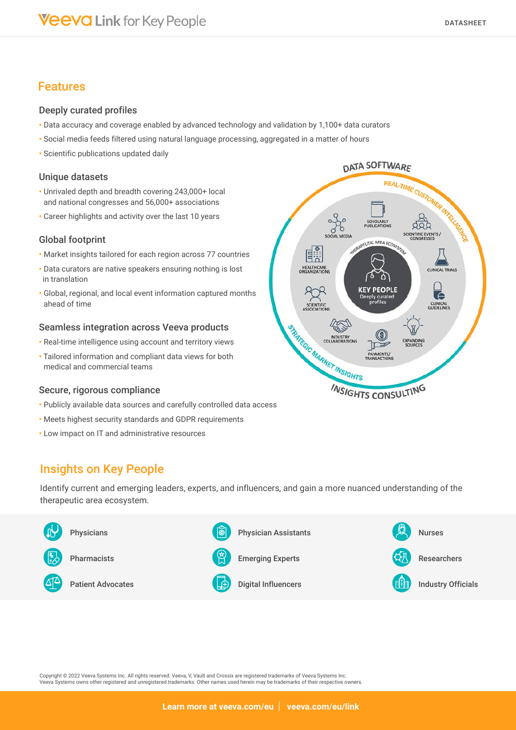## Features

### Deeply curated profiles

- Data accuracy and coverage enabled by advanced technology and validation by 1,100+ data curators
- Social media feeds filtered using natural language processing, aggregated in a matter of hours
- Scientific publications updated daily

### Unique datasets

- Unrivaled depth and breadth covering 243,000+ local and national congresses and 56,000+ associations
- Career highlights and activity over the last 10 years

### Global footprint

- Market insights tailored for each region across 77 countries
- Data curators are native speakers ensuring nothing is lost in translation
- Global, regional, and local event information captured months ahead of time

### Seamless integration across Veeva products

- Real-time intelligence using account and territory views
- Tailored information and compliant data views for both medical and commercial teams

### Secure, rigorous compliance

- Publicly available data sources and carefully controlled data access
- Meets highest security standards and GDPR requirements
- Low impact on IT and administrative resources

DATA SOFTWARE
REAL-TIME CUSTOMER INTELLIGENCE
SOCIAL MEDIA
SCHOLARLY PUBLICATIONS
SCIENTIFIC EVENTS / CONGRESSES
HEALTHCARE ORGANIZATIONS
CLINICAL TRIALS
THERAPEUTIC AREA ECOSYSTEM
KEY PEOPLE
Deeply curated profiles
SCIENTIFIC ASSOCIATIONS
CLINICAL GUIDELINES
INDUSTRY COLLABORATIONS
PAYMENTS/ TRANSACTIONS
EXPANDING SOURCES
STRATEGIC MARKET INSIGHTS
INSIGHTS CONSULTING

## Insights on Key People

Identify current and emerging leaders, experts, and influencers, and gain a more nuanced understanding of the therapeutic area ecosystem.

- **Physicians**
- **Physician Assistants**
- **Nurses**
- **Pharmacists**
- **Emerging Experts**
- **Researchers**
- **Patient Advocates**
- **Digital Influencers**
- **Industry Officials**

Copyright © 2022 Veeva Systems Inc. All rights reserved. Veeva, V, Vault and Crossix are registered trademarks of Veeva Systems Inc. Veeva Systems owns other registered and unregistered trademarks. Other names used herein may be trademarks of their respective owners.

**Learn more at veeva.com/eu | veeva.com/eu/link**